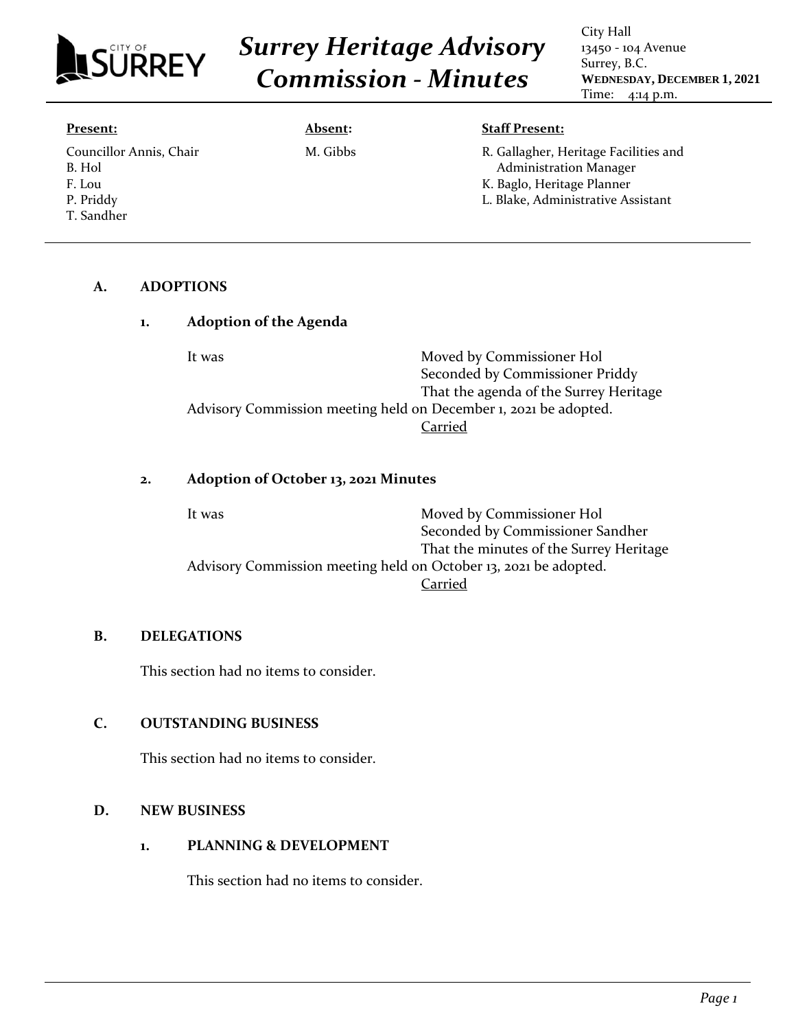# Surrey Heritage Advisory Commission - Minutes

City Hall
13450 - 104 Avenue
Surrey, B.C.
**WEDNESDAY, DECEMBER 1, 2021**
Time: 4:14 p.m.

**Present:**
Councillor Annis, Chair
B. Hol
F. Lou
P. Priddy
T. Sandher

**Absent:**
M. Gibbs

**Staff Present:**
R. Gallagher, Heritage Facilities and Administration Manager
K. Baglo, Heritage Planner
L. Blake, Administrative Assistant

## A. ADOPTIONS

### 1. Adoption of the Agenda

It was Moved by Commissioner Hol
Seconded by Commissioner Priddy
That the agenda of the Surrey Heritage Advisory Commission meeting held on December 1, 2021 be adopted.
Carried

### 2. Adoption of October 13, 2021 Minutes

It was Moved by Commissioner Hol
Seconded by Commissioner Sandher
That the minutes of the Surrey Heritage Advisory Commission meeting held on October 13, 2021 be adopted.
Carried

## B. DELEGATIONS

This section had no items to consider.

## C. OUTSTANDING BUSINESS

This section had no items to consider.

## D. NEW BUSINESS

### 1. PLANNING & DEVELOPMENT

This section had no items to consider.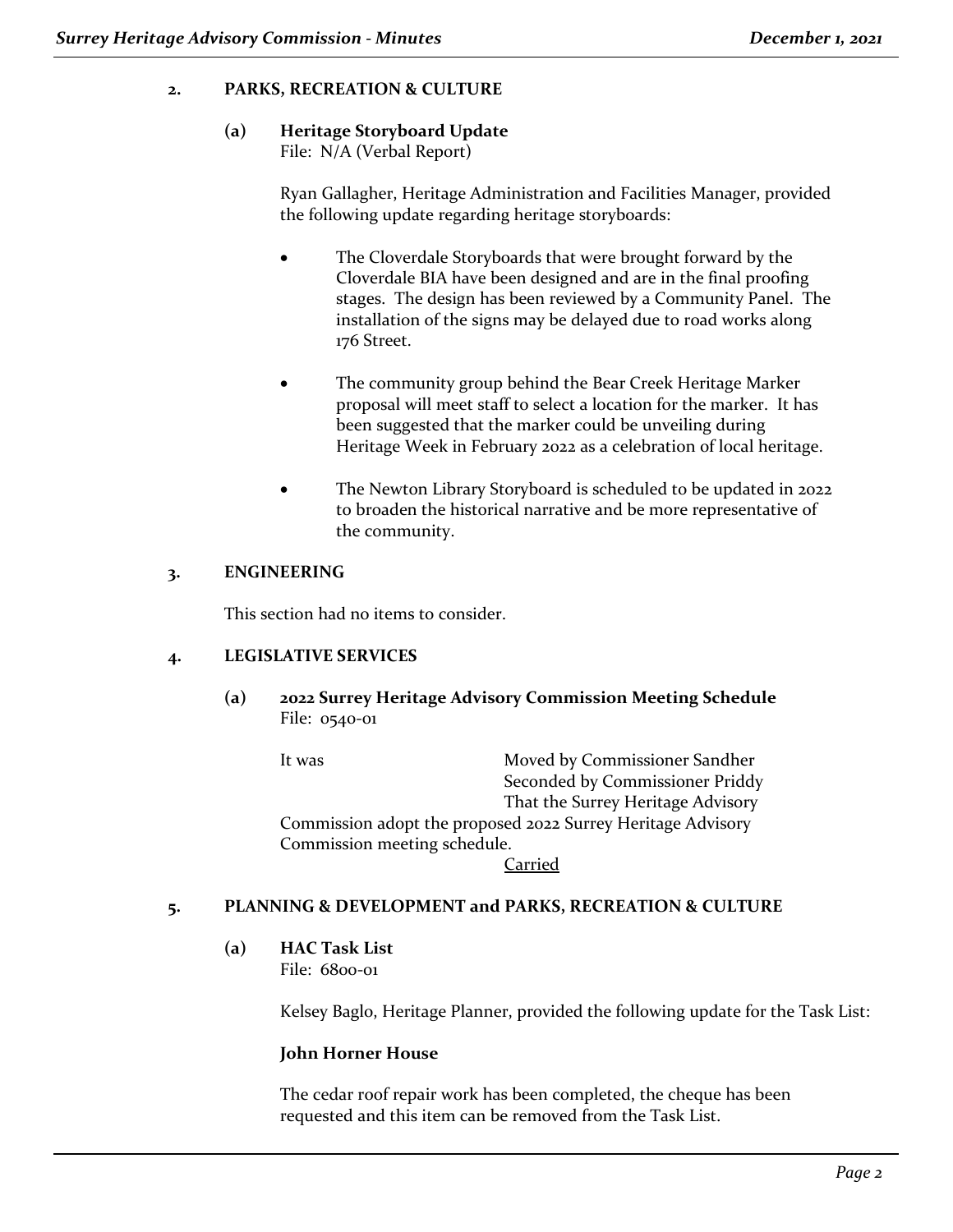## 2. PARKS, RECREATION & CULTURE

### (a) Heritage Storyboard Update

File: N/A (Verbal Report)

Ryan Gallagher, Heritage Administration and Facilities Manager, provided the following update regarding heritage storyboards:

- The Cloverdale Storyboards that were brought forward by the Cloverdale BIA have been designed and are in the final proofing stages. The design has been reviewed by a Community Panel. The installation of the signs may be delayed due to road works along 176 Street.
- The community group behind the Bear Creek Heritage Marker proposal will meet staff to select a location for the marker. It has been suggested that the marker could be unveiling during Heritage Week in February 2022 as a celebration of local heritage.
- The Newton Library Storyboard is scheduled to be updated in 2022 to broaden the historical narrative and be more representative of the community.

## 3. ENGINEERING

This section had no items to consider.

## 4. LEGISLATIVE SERVICES

### (a) 2022 Surrey Heritage Advisory Commission Meeting Schedule

File: 0540-01

It was Moved by Commissioner Sandher
Seconded by Commissioner Priddy
That the Surrey Heritage Advisory Commission adopt the proposed 2022 Surrey Heritage Advisory Commission meeting schedule.

Carried

## 5. PLANNING & DEVELOPMENT and PARKS, RECREATION & CULTURE

### (a) HAC Task List

File: 6800-01

Kelsey Baglo, Heritage Planner, provided the following update for the Task List:

**John Horner House**

The cedar roof repair work has been completed, the cheque has been requested and this item can be removed from the Task List.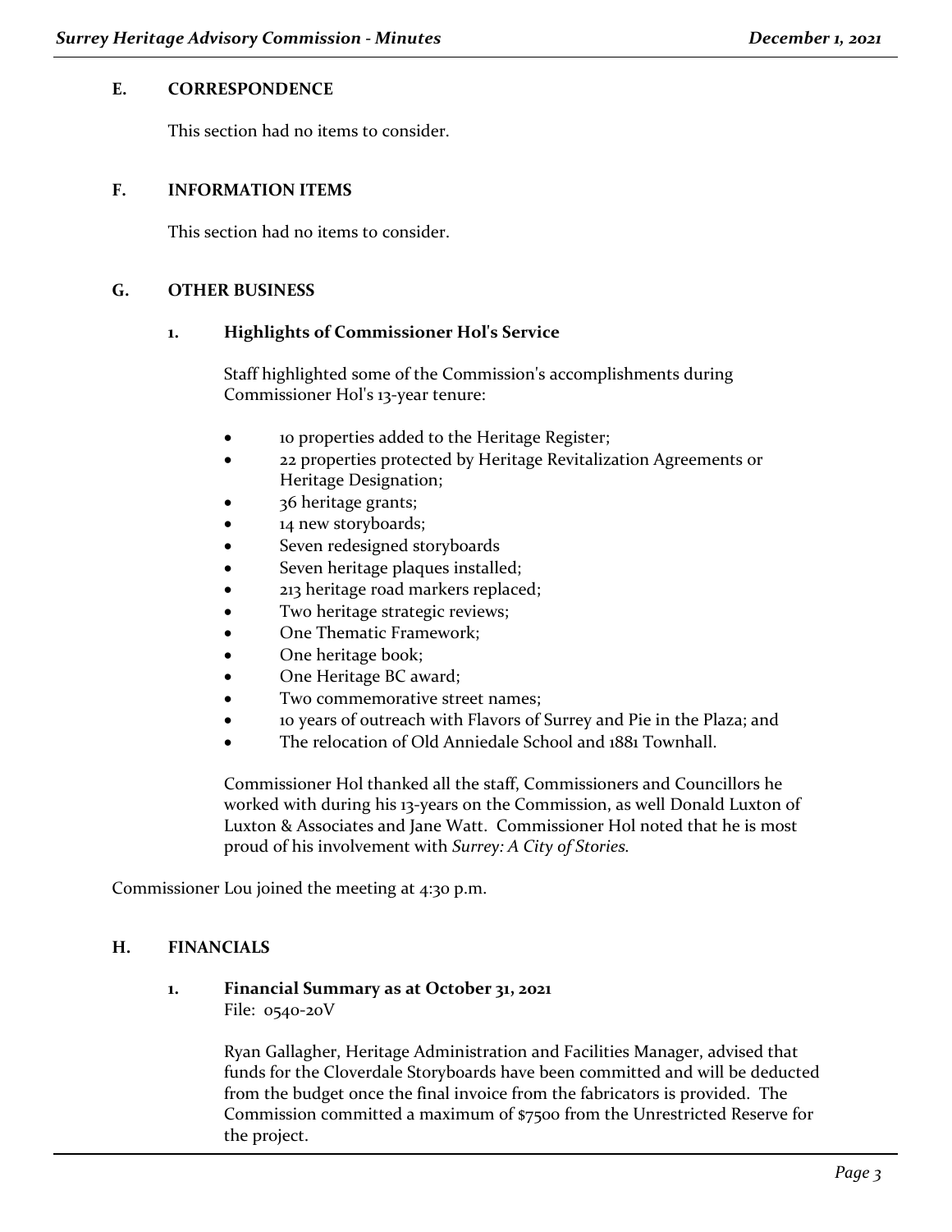## E. CORRESPONDENCE

This section had no items to consider.

## F. INFORMATION ITEMS

This section had no items to consider.

## G. OTHER BUSINESS

### 1. Highlights of Commissioner Hol's Service

Staff highlighted some of the Commission's accomplishments during Commissioner Hol's 13-year tenure:

- 10 properties added to the Heritage Register;
- 22 properties protected by Heritage Revitalization Agreements or Heritage Designation;
- 36 heritage grants;
- 14 new storyboards;
- Seven redesigned storyboards
- Seven heritage plaques installed;
- 213 heritage road markers replaced;
- Two heritage strategic reviews;
- One Thematic Framework;
- One heritage book;
- One Heritage BC award;
- Two commemorative street names;
- 10 years of outreach with Flavors of Surrey and Pie in the Plaza; and
- The relocation of Old Anniedale School and 1881 Townhall.

Commissioner Hol thanked all the staff, Commissioners and Councillors he worked with during his 13-years on the Commission, as well Donald Luxton of Luxton & Associates and Jane Watt. Commissioner Hol noted that he is most proud of his involvement with *Surrey: A City of Stories*.

Commissioner Lou joined the meeting at 4:30 p.m.

## H. FINANCIALS

### 1. Financial Summary as at October 31, 2021

File: 0540-20V

Ryan Gallagher, Heritage Administration and Facilities Manager, advised that funds for the Cloverdale Storyboards have been committed and will be deducted from the budget once the final invoice from the fabricators is provided. The Commission committed a maximum of $7500 from the Unrestricted Reserve for the project.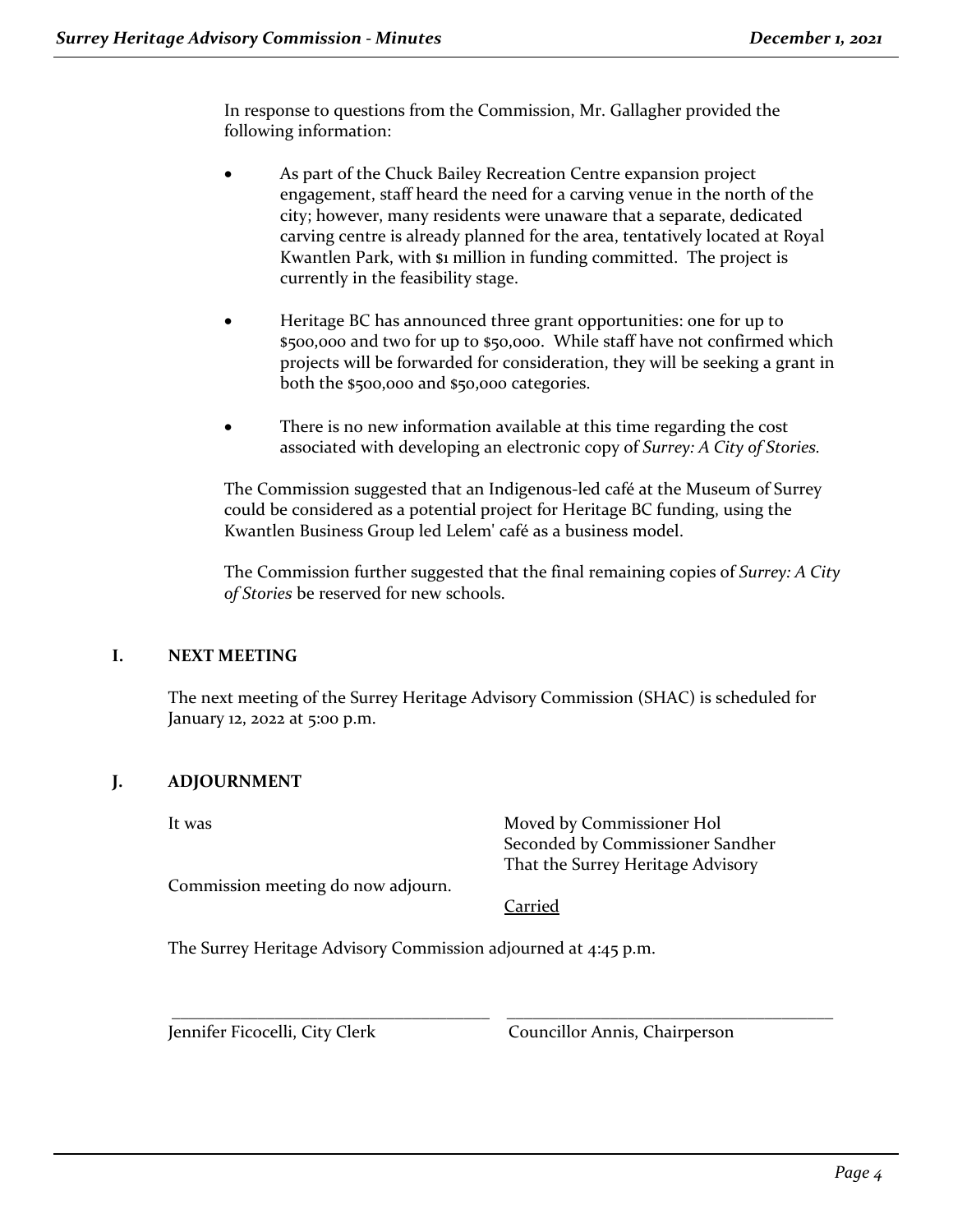In response to questions from the Commission, Mr. Gallagher provided the following information:

- As part of the Chuck Bailey Recreation Centre expansion project engagement, staff heard the need for a carving venue in the north of the city; however, many residents were unaware that a separate, dedicated carving centre is already planned for the area, tentatively located at Royal Kwantlen Park, with $1 million in funding committed. The project is currently in the feasibility stage.
- Heritage BC has announced three grant opportunities: one for up to $500,000 and two for up to $50,000. While staff have not confirmed which projects will be forwarded for consideration, they will be seeking a grant in both the $500,000 and $50,000 categories.
- There is no new information available at this time regarding the cost associated with developing an electronic copy of *Surrey: A City of Stories*.

The Commission suggested that an Indigenous-led café at the Museum of Surrey could be considered as a potential project for Heritage BC funding, using the Kwantlen Business Group led Lelem' café as a business model.

The Commission further suggested that the final remaining copies of *Surrey: A City of Stories* be reserved for new schools.

## I. NEXT MEETING

The next meeting of the Surrey Heritage Advisory Commission (SHAC) is scheduled for January 12, 2022 at 5:00 p.m.

## J. ADJOURNMENT

It was Moved by Commissioner Hol
Seconded by Commissioner Sandher
That the Surrey Heritage Advisory Commission meeting do now adjourn.

<u>Carried</u>

The Surrey Heritage Advisory Commission adjourned at 4:45 p.m.

\_\_\_\_\_\_\_\_\_\_\_\_\_\_\_\_\_\_\_\_\_\_\_\_\_\_\_\_\_\_
Jennifer Ficocelli, City Clerk

\_\_\_\_\_\_\_\_\_\_\_\_\_\_\_\_\_\_\_\_\_\_\_\_\_\_\_\_\_\_
Councillor Annis, Chairperson